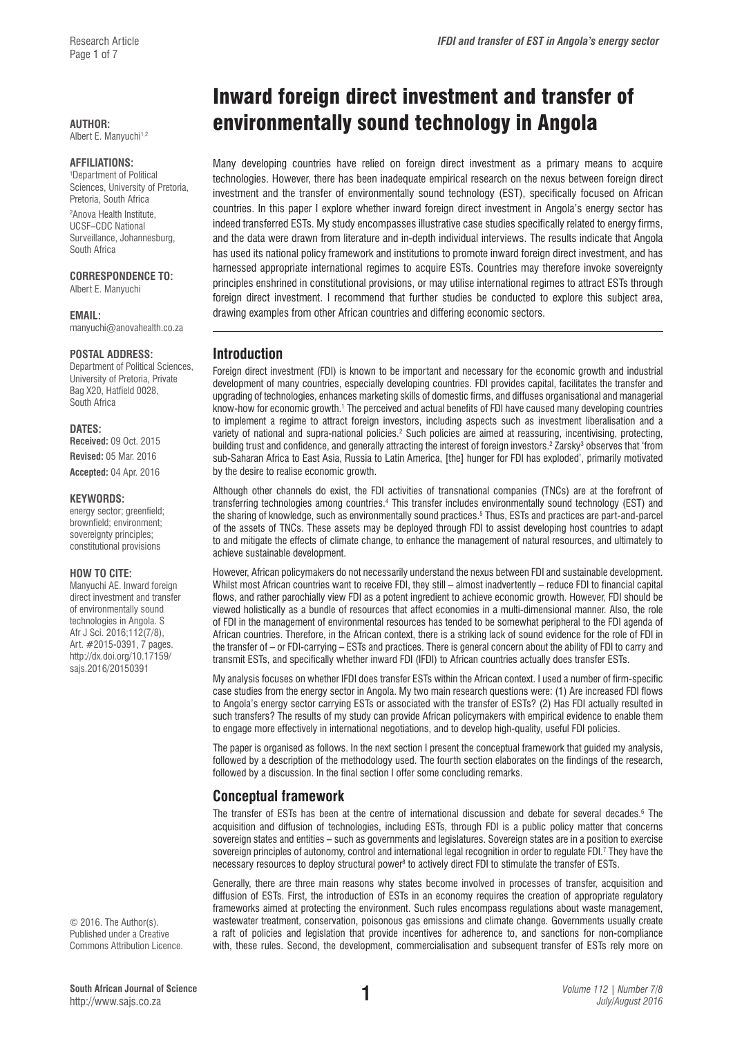# Inward foreign direct investment and transfer of environmentally sound technology in Angola

**AUTHOR:**
Albert E. Manyuchi[1,2]

**AFFILIATIONS:**
[1]Department of Political Sciences, University of Pretoria, Pretoria, South Africa
[2]Anova Health Institute, UCSF–CDC National Surveillance, Johannesburg, South Africa

**CORRESPONDENCE TO:**
Albert E. Manyuchi

**EMAIL:**
manyuchi@anovahealth.co.za

**POSTAL ADDRESS:**
Department of Political Sciences, University of Pretoria, Private Bag X20, Hatfield 0028, South Africa

**DATES:**
**Received:** 09 Oct. 2015
**Revised:** 05 Mar. 2016
**Accepted:** 04 Apr. 2016

**KEYWORDS:**
energy sector; greenfield; brownfield; environment; sovereignty principles; constitutional provisions

**HOW TO CITE:**
Manyuchi AE. Inward foreign direct investment and transfer of environmentally sound technologies in Angola. S Afr J Sci. 2016;112(7/8), Art. #2015-0391, 7 pages. http://dx.doi.org/10.17159/sajs.2016/20150391

© 2016. The Author(s). Published under a Creative Commons Attribution Licence.

Many developing countries have relied on foreign direct investment as a primary means to acquire technologies. However, there has been inadequate empirical research on the nexus between foreign direct investment and the transfer of environmentally sound technology (EST), specifically focused on African countries. In this paper I explore whether inward foreign direct investment in Angola's energy sector has indeed transferred ESTs. My study encompasses illustrative case studies specifically related to energy firms, and the data were drawn from literature and in-depth individual interviews. The results indicate that Angola has used its national policy framework and institutions to promote inward foreign direct investment, and has harnessed appropriate international regimes to acquire ESTs. Countries may therefore invoke sovereignty principles enshrined in constitutional provisions, or may utilise international regimes to attract ESTs through foreign direct investment. I recommend that further studies be conducted to explore this subject area, drawing examples from other African countries and differing economic sectors.

## Introduction

Foreign direct investment (FDI) is known to be important and necessary for the economic growth and industrial development of many countries, especially developing countries. FDI provides capital, facilitates the transfer and upgrading of technologies, enhances marketing skills of domestic firms, and diffuses organisational and managerial know-how for economic growth.[1] The perceived and actual benefits of FDI have caused many developing countries to implement a regime to attract foreign investors, including aspects such as investment liberalisation and a variety of national and supra-national policies.[2] Such policies are aimed at reassuring, incentivising, protecting, building trust and confidence, and generally attracting the interest of foreign investors.[2] Zarsky[3] observes that 'from sub-Saharan Africa to East Asia, Russia to Latin America, [the] hunger for FDI has exploded', primarily motivated by the desire to realise economic growth.

Although other channels do exist, the FDI activities of transnational companies (TNCs) are at the forefront of transferring technologies among countries.[4] This transfer includes environmentally sound technology (EST) and the sharing of knowledge, such as environmentally sound practices.[5] Thus, ESTs and practices are part-and-parcel of the assets of TNCs. These assets may be deployed through FDI to assist developing host countries to adapt to and mitigate the effects of climate change, to enhance the management of natural resources, and ultimately to achieve sustainable development.

However, African policymakers do not necessarily understand the nexus between FDI and sustainable development. Whilst most African countries want to receive FDI, they still – almost inadvertently – reduce FDI to financial capital flows, and rather parochially view FDI as a potent ingredient to achieve economic growth. However, FDI should be viewed holistically as a bundle of resources that affect economies in a multi-dimensional manner. Also, the role of FDI in the management of environmental resources has tended to be somewhat peripheral to the FDI agenda of African countries. Therefore, in the African context, there is a striking lack of sound evidence for the role of FDI in the transfer of – or FDI-carrying – ESTs and practices. There is general concern about the ability of FDI to carry and transmit ESTs, and specifically whether inward FDI (IFDI) to African countries actually does transfer ESTs.

My analysis focuses on whether IFDI does transfer ESTs within the African context. I used a number of firm-specific case studies from the energy sector in Angola. My two main research questions were: (1) Are increased FDI flows to Angola's energy sector carrying ESTs or associated with the transfer of ESTs? (2) Has FDI actually resulted in such transfers? The results of my study can provide African policymakers with empirical evidence to enable them to engage more effectively in international negotiations, and to develop high-quality, useful FDI policies.

The paper is organised as follows. In the next section I present the conceptual framework that guided my analysis, followed by a description of the methodology used. The fourth section elaborates on the findings of the research, followed by a discussion. In the final section I offer some concluding remarks.

## Conceptual framework

The transfer of ESTs has been at the centre of international discussion and debate for several decades.[6] The acquisition and diffusion of technologies, including ESTs, through FDI is a public policy matter that concerns sovereign states and entities – such as governments and legislatures. Sovereign states are in a position to exercise sovereign principles of autonomy, control and international legal recognition in order to regulate FDI.[7] They have the necessary resources to deploy structural power[8] to actively direct FDI to stimulate the transfer of ESTs.

Generally, there are three main reasons why states become involved in processes of transfer, acquisition and diffusion of ESTs. First, the introduction of ESTs in an economy requires the creation of appropriate regulatory frameworks aimed at protecting the environment. Such rules encompass regulations about waste management, wastewater treatment, conservation, poisonous gas emissions and climate change. Governments usually create a raft of policies and legislation that provide incentives for adherence to, and sanctions for non-compliance with, these rules. Second, the development, commercialisation and subsequent transfer of ESTs rely more on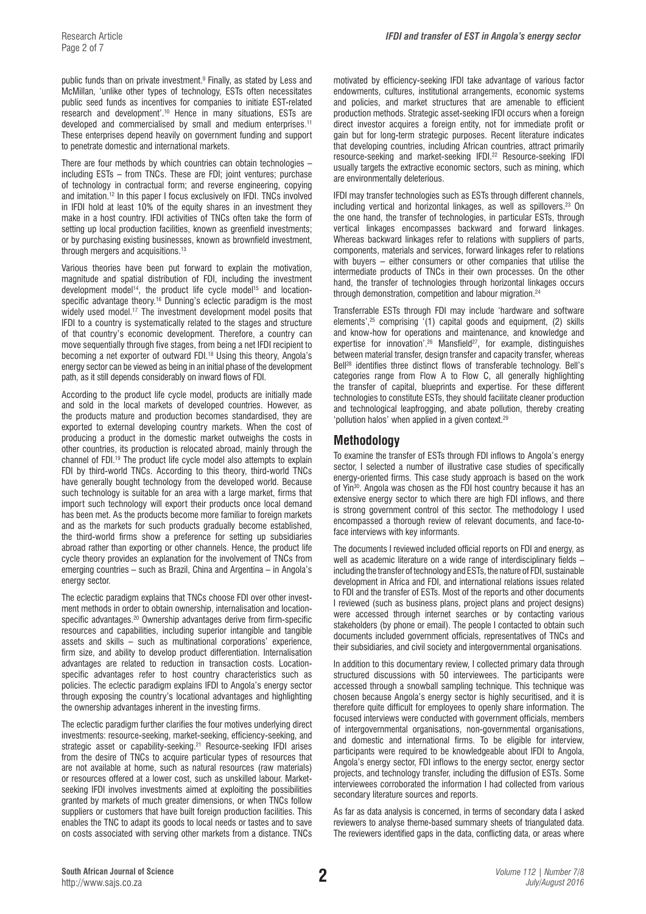public funds than on private investment.[9] Finally, as stated by Less and McMillan, 'unlike other types of technology, ESTs often necessitates public seed funds as incentives for companies to initiate EST-related research and development'.[10] Hence in many situations, ESTs are developed and commercialised by small and medium enterprises.[11] These enterprises depend heavily on government funding and support to penetrate domestic and international markets.

There are four methods by which countries can obtain technologies – including ESTs – from TNCs. These are FDI; joint ventures; purchase of technology in contractual form; and reverse engineering, copying and imitation.[12] In this paper I focus exclusively on IFDI. TNCs involved in IFDI hold at least 10% of the equity shares in an investment they make in a host country. IFDI activities of TNCs often take the form of setting up local production facilities, known as greenfield investments; or by purchasing existing businesses, known as brownfield investment, through mergers and acquisitions.[13]

Various theories have been put forward to explain the motivation, magnitude and spatial distribution of IFDI, including the investment development model[14], the product life cycle model[15] and location-specific advantage theory.[16] Dunning's eclectic paradigm is the most widely used model.[17] The investment development model posits that IFDI to a country is systematically related to the stages and structure of that country's economic development. Therefore, a country can move sequentially through five stages, from being a net IFDI recipient to becoming a net exporter of outward FDI.[18] Using this theory, Angola's energy sector can be viewed as being in an initial phase of the development path, as it still depends considerably on inward flows of FDI.

According to the product life cycle model, products are initially made and sold in the local markets of developed countries. However, as the products mature and production becomes standardised, they are exported to external developing country markets. When the cost of producing a product in the domestic market outweighs the costs in other countries, its production is relocated abroad, mainly through the channel of FDI.[19] The product life cycle model also attempts to explain FDI by third-world TNCs. According to this theory, third-world TNCs have generally bought technology from the developed world. Because such technology is suitable for an area with a large market, firms that import such technology will export their products once local demand has been met. As the products become more familiar to foreign markets and as the markets for such products gradually become established, the third-world firms show a preference for setting up subsidiaries abroad rather than exporting or other channels. Hence, the product life cycle theory provides an explanation for the involvement of TNCs from emerging countries – such as Brazil, China and Argentina – in Angola's energy sector.

The eclectic paradigm explains that TNCs choose FDI over other investment methods in order to obtain ownership, internalisation and location-specific advantages.[20] Ownership advantages derive from firm-specific resources and capabilities, including superior intangible and tangible assets and skills – such as multinational corporations' experience, firm size, and ability to develop product differentiation. Internalisation advantages are related to reduction in transaction costs. Location-specific advantages refer to host country characteristics such as policies. The eclectic paradigm explains IFDI to Angola's energy sector through exposing the country's locational advantages and highlighting the ownership advantages inherent in the investing firms.

The eclectic paradigm further clarifies the four motives underlying direct investments: resource-seeking, market-seeking, efficiency-seeking, and strategic asset or capability-seeking.[21] Resource-seeking IFDI arises from the desire of TNCs to acquire particular types of resources that are not available at home, such as natural resources (raw materials) or resources offered at a lower cost, such as unskilled labour. Market-seeking IFDI involves investments aimed at exploiting the possibilities granted by markets of much greater dimensions, or when TNCs follow suppliers or customers that have built foreign production facilities. This enables the TNC to adapt its goods to local needs or tastes and to save on costs associated with serving other markets from a distance. TNCs motivated by efficiency-seeking IFDI take advantage of various factor endowments, cultures, institutional arrangements, economic systems and policies, and market structures that are amenable to efficient production methods. Strategic asset-seeking IFDI occurs when a foreign direct investor acquires a foreign entity, not for immediate profit or gain but for long-term strategic purposes. Recent literature indicates that developing countries, including African countries, attract primarily resource-seeking and market-seeking IFDI.[22] Resource-seeking IFDI usually targets the extractive economic sectors, such as mining, which are environmentally deleterious.

IFDI may transfer technologies such as ESTs through different channels, including vertical and horizontal linkages, as well as spillovers.[23] On the one hand, the transfer of technologies, in particular ESTs, through vertical linkages encompasses backward and forward linkages. Whereas backward linkages refer to relations with suppliers of parts, components, materials and services, forward linkages refer to relations with buyers – either consumers or other companies that utilise the intermediate products of TNCs in their own processes. On the other hand, the transfer of technologies through horizontal linkages occurs through demonstration, competition and labour migration.[24]

Transferrable ESTs through FDI may include 'hardware and software elements',[25] comprising '(1) capital goods and equipment, (2) skills and know-how for operations and maintenance, and knowledge and expertise for innovation'.[26] Mansfield[27], for example, distinguishes between material transfer, design transfer and capacity transfer, whereas Bell[28] identifies three distinct flows of transferable technology. Bell's categories range from Flow A to Flow C, all generally highlighting the transfer of capital, blueprints and expertise. For these different technologies to constitute ESTs, they should facilitate cleaner production and technological leapfrogging, and abate pollution, thereby creating 'pollution halos' when applied in a given context.[29]

## Methodology

To examine the transfer of ESTs through FDI inflows to Angola's energy sector, I selected a number of illustrative case studies of specifically energy-oriented firms. This case study approach is based on the work of Yin[30]. Angola was chosen as the FDI host country because it has an extensive energy sector to which there are high FDI inflows, and there is strong government control of this sector. The methodology I used encompassed a thorough review of relevant documents, and face-to-face interviews with key informants.

The documents I reviewed included official reports on FDI and energy, as well as academic literature on a wide range of interdisciplinary fields – including the transfer of technology and ESTs, the nature of FDI, sustainable development in Africa and FDI, and international relations issues related to FDI and the transfer of ESTs. Most of the reports and other documents I reviewed (such as business plans, project plans and project designs) were accessed through internet searches or by contacting various stakeholders (by phone or email). The people I contacted to obtain such documents included government officials, representatives of TNCs and their subsidiaries, and civil society and intergovernmental organisations.

In addition to this documentary review, I collected primary data through structured discussions with 50 interviewees. The participants were accessed through a snowball sampling technique. This technique was chosen because Angola's energy sector is highly securitised, and it is therefore quite difficult for employees to openly share information. The focused interviews were conducted with government officials, members of intergovernmental organisations, non-governmental organisations, and domestic and international firms. To be eligible for interview, participants were required to be knowledgeable about IFDI to Angola, Angola's energy sector, FDI inflows to the energy sector, energy sector projects, and technology transfer, including the diffusion of ESTs. Some interviewees corroborated the information I had collected from various secondary literature sources and reports.

As far as data analysis is concerned, in terms of secondary data I asked reviewers to analyse theme-based summary sheets of triangulated data. The reviewers identified gaps in the data, conflicting data, or areas where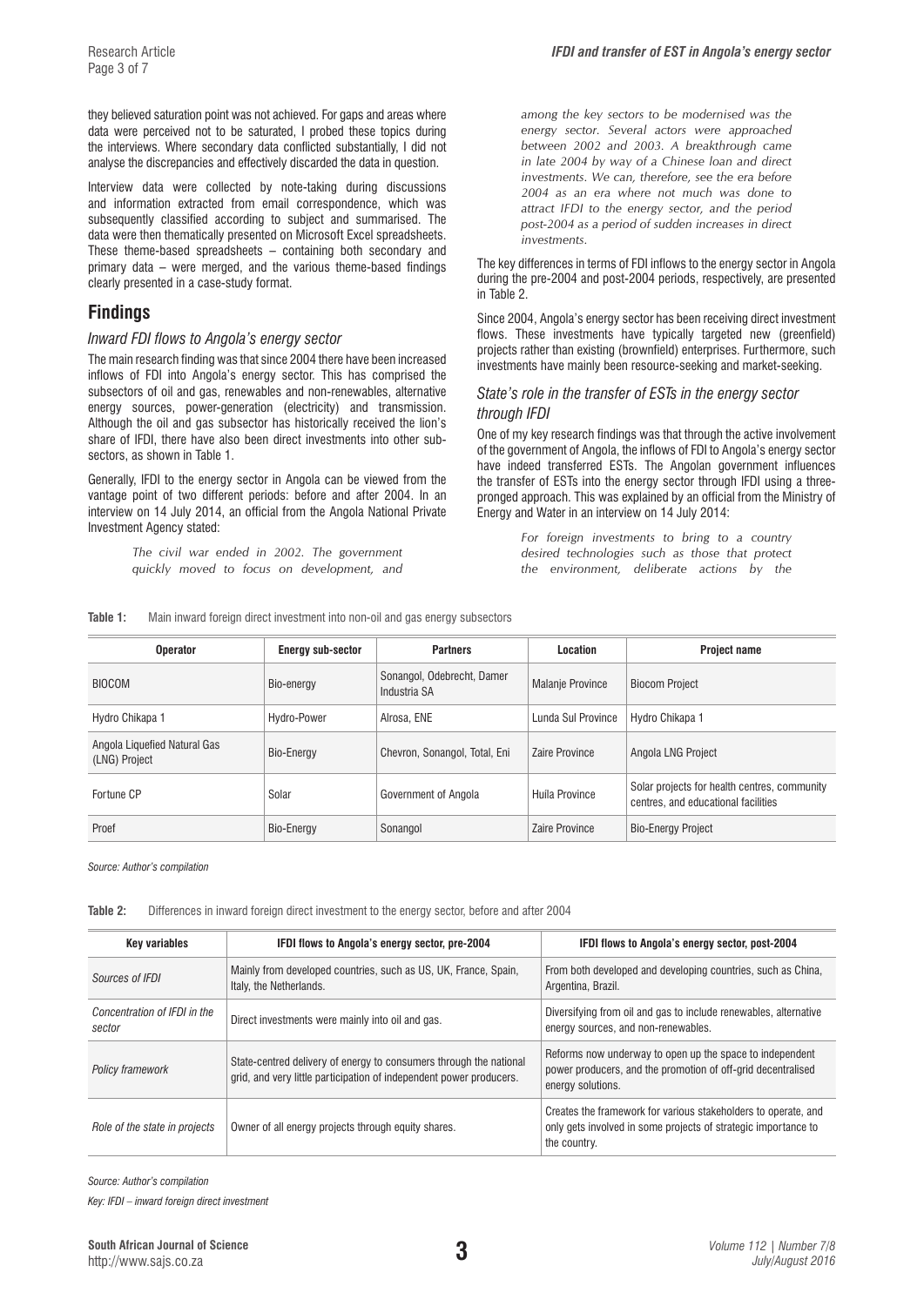they believed saturation point was not achieved. For gaps and areas where data were perceived not to be saturated, I probed these topics during the interviews. Where secondary data conflicted substantially, I did not analyse the discrepancies and effectively discarded the data in question.

Interview data were collected by note-taking during discussions and information extracted from email correspondence, which was subsequently classified according to subject and summarised. The data were then thematically presented on Microsoft Excel spreadsheets. These theme-based spreadsheets – containing both secondary and primary data – were merged, and the various theme-based findings clearly presented in a case-study format.

## Findings

### *Inward FDI flows to Angola's energy sector*

The main research finding was that since 2004 there have been increased inflows of FDI into Angola's energy sector. This has comprised the subsectors of oil and gas, renewables and non-renewables, alternative energy sources, power-generation (electricity) and transmission. Although the oil and gas subsector has historically received the lion's share of IFDI, there have also been direct investments into other sub-sectors, as shown in Table 1.

Generally, IFDI to the energy sector in Angola can be viewed from the vantage point of two different periods: before and after 2004. In an interview on 14 July 2014, an official from the Angola National Private Investment Agency stated:

> *The civil war ended in 2002. The government quickly moved to focus on development, and among the key sectors to be modernised was the energy sector. Several actors were approached between 2002 and 2003. A breakthrough came in late 2004 by way of a Chinese loan and direct investments. We can, therefore, see the era before 2004 as an era where not much was done to attract IFDI to the energy sector, and the period post-2004 as a period of sudden increases in direct investments.*

The key differences in terms of FDI inflows to the energy sector in Angola during the pre-2004 and post-2004 periods, respectively, are presented in Table 2.

Since 2004, Angola's energy sector has been receiving direct investment flows. These investments have typically targeted new (greenfield) projects rather than existing (brownfield) enterprises. Furthermore, such investments have mainly been resource-seeking and market-seeking.

### *State's role in the transfer of ESTs in the energy sector through IFDI*

One of my key research findings was that through the active involvement of the government of Angola, the inflows of FDI to Angola's energy sector have indeed transferred ESTs. The Angolan government influences the transfer of ESTs into the energy sector through IFDI using a three-pronged approach. This was explained by an official from the Ministry of Energy and Water in an interview on 14 July 2014:

> *For foreign investments to bring to a country desired technologies such as those that protect the environment, deliberate actions by the*

**Table 1:** Main inward foreign direct investment into non-oil and gas energy subsectors

| Operator | Energy sub-sector | Partners | Location | Project name |
|---|---|---|---|---|
| BIOCOM | Bio-energy | Sonangol, Odebrecht, Damer Industria SA | Malanje Province | Biocom Project |
| Hydro Chikapa 1 | Hydro-Power | Alrosa, ENE | Lunda Sul Province | Hydro Chikapa 1 |
| Angola Liquefied Natural Gas (LNG) Project | Bio-Energy | Chevron, Sonangol, Total, Eni | Zaire Province | Angola LNG Project |
| Fortune CP | Solar | Government of Angola | Huila Province | Solar projects for health centres, community centres, and educational facilities |
| Proef | Bio-Energy | Sonangol | Zaire Province | Bio-Energy Project |

*Source: Author's compilation*

**Table 2:** Differences in inward foreign direct investment to the energy sector, before and after 2004

| Key variables | IFDI flows to Angola's energy sector, pre-2004 | IFDI flows to Angola's energy sector, post-2004 |
|---|---|---|
| *Sources of IFDI* | Mainly from developed countries, such as US, UK, France, Spain, Italy, the Netherlands. | From both developed and developing countries, such as China, Argentina, Brazil. |
| *Concentration of IFDI in the sector* | Direct investments were mainly into oil and gas. | Diversifying from oil and gas to include renewables, alternative energy sources, and non-renewables. |
| *Policy framework* | State-centred delivery of energy to consumers through the national grid, and very little participation of independent power producers. | Reforms now underway to open up the space to independent power producers, and the promotion of off-grid decentralised energy solutions. |
| *Role of the state in projects* | Owner of all energy projects through equity shares. | Creates the framework for various stakeholders to operate, and only gets involved in some projects of strategic importance to the country. |

*Source: Author's compilation*

*Key: IFDI – inward foreign direct investment*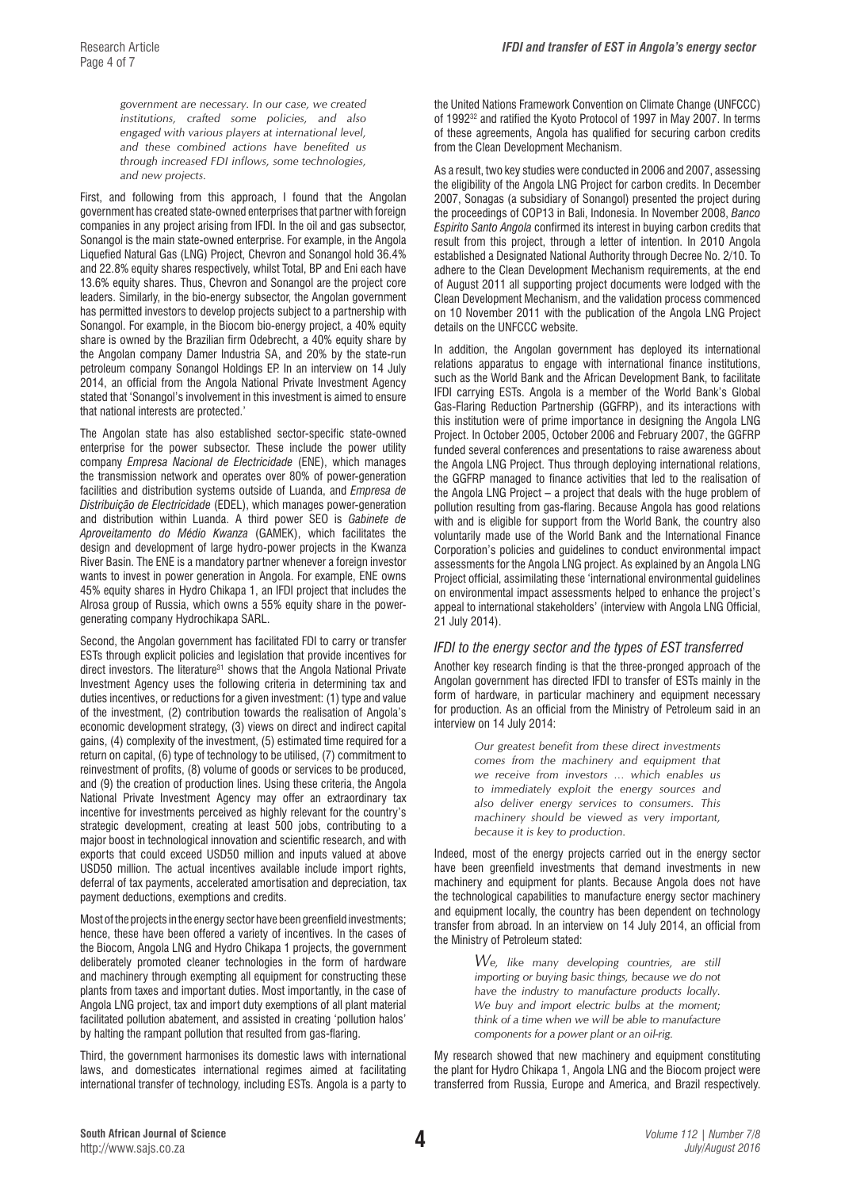> *government are necessary. In our case, we created institutions, crafted some policies, and also engaged with various players at international level, and these combined actions have benefited us through increased FDI inflows, some technologies, and new projects.*

First, and following from this approach, I found that the Angolan government has created state-owned enterprises that partner with foreign companies in any project arising from IFDI. In the oil and gas subsector, Sonangol is the main state-owned enterprise. For example, in the Angola Liquefied Natural Gas (LNG) Project, Chevron and Sonangol hold 36.4% and 22.8% equity shares respectively, whilst Total, BP and Eni each have 13.6% equity shares. Thus, Chevron and Sonangol are the project core leaders. Similarly, in the bio-energy subsector, the Angolan government has permitted investors to develop projects subject to a partnership with Sonangol. For example, in the Biocom bio-energy project, a 40% equity share is owned by the Brazilian firm Odebrecht, a 40% equity share by the Angolan company Damer Industria SA, and 20% by the state-run petroleum company Sonangol Holdings EP. In an interview on 14 July 2014, an official from the Angola National Private Investment Agency stated that 'Sonangol's involvement in this investment is aimed to ensure that national interests are protected.'

The Angolan state has also established sector-specific state-owned enterprise for the power subsector. These include the power utility company *Empresa Nacional de Electricidade* (ENE), which manages the transmission network and operates over 80% of power-generation facilities and distribution systems outside of Luanda, and *Empresa de Distribuição de Electricidade* (EDEL), which manages power-generation and distribution within Luanda. A third power SEO is *Gabinete de Aproveitamento do Médio Kwanza* (GAMEK), which facilitates the design and development of large hydro-power projects in the Kwanza River Basin. The ENE is a mandatory partner whenever a foreign investor wants to invest in power generation in Angola. For example, ENE owns 45% equity shares in Hydro Chikapa 1, an IFDI project that includes the Alrosa group of Russia, which owns a 55% equity share in the power-generating company Hydrochikapa SARL.

Second, the Angolan government has facilitated FDI to carry or transfer ESTs through explicit policies and legislation that provide incentives for direct investors. The literature[31] shows that the Angola National Private Investment Agency uses the following criteria in determining tax and duties incentives, or reductions for a given investment: (1) type and value of the investment, (2) contribution towards the realisation of Angola's economic development strategy, (3) views on direct and indirect capital gains, (4) complexity of the investment, (5) estimated time required for a return on capital, (6) type of technology to be utilised, (7) commitment to reinvestment of profits, (8) volume of goods or services to be produced, and (9) the creation of production lines. Using these criteria, the Angola National Private Investment Agency may offer an extraordinary tax incentive for investments perceived as highly relevant for the country's strategic development, creating at least 500 jobs, contributing to a major boost in technological innovation and scientific research, and with exports that could exceed USD50 million and inputs valued at above USD50 million. The actual incentives available include import rights, deferral of tax payments, accelerated amortisation and depreciation, tax payment deductions, exemptions and credits.

Most of the projects in the energy sector have been greenfield investments; hence, these have been offered a variety of incentives. In the cases of the Biocom, Angola LNG and Hydro Chikapa 1 projects, the government deliberately promoted cleaner technologies in the form of hardware and machinery through exempting all equipment for constructing these plants from taxes and important duties. Most importantly, in the case of Angola LNG project, tax and import duty exemptions of all plant material facilitated pollution abatement, and assisted in creating 'pollution halos' by halting the rampant pollution that resulted from gas-flaring.

Third, the government harmonises its domestic laws with international laws, and domesticates international regimes aimed at facilitating international transfer of technology, including ESTs. Angola is a party to the United Nations Framework Convention on Climate Change (UNFCCC) of 1992[32] and ratified the Kyoto Protocol of 1997 in May 2007. In terms of these agreements, Angola has qualified for securing carbon credits from the Clean Development Mechanism.

As a result, two key studies were conducted in 2006 and 2007, assessing the eligibility of the Angola LNG Project for carbon credits. In December 2007, Sonagas (a subsidiary of Sonangol) presented the project during the proceedings of COP13 in Bali, Indonesia. In November 2008, *Banco Espirito Santo Angola* confirmed its interest in buying carbon credits that result from this project, through a letter of intention. In 2010 Angola established a Designated National Authority through Decree No. 2/10. To adhere to the Clean Development Mechanism requirements, at the end of August 2011 all supporting project documents were lodged with the Clean Development Mechanism, and the validation process commenced on 10 November 2011 with the publication of the Angola LNG Project details on the UNFCCC website.

In addition, the Angolan government has deployed its international relations apparatus to engage with international finance institutions, such as the World Bank and the African Development Bank, to facilitate IFDI carrying ESTs. Angola is a member of the World Bank's Global Gas-Flaring Reduction Partnership (GGFRP), and its interactions with this institution were of prime importance in designing the Angola LNG Project. In October 2005, October 2006 and February 2007, the GGFRP funded several conferences and presentations to raise awareness about the Angola LNG Project. Thus through deploying international relations, the GGFRP managed to finance activities that led to the realisation of the Angola LNG Project – a project that deals with the huge problem of pollution resulting from gas-flaring. Because Angola has good relations with and is eligible for support from the World Bank, the country also voluntarily made use of the World Bank and the International Finance Corporation's policies and guidelines to conduct environmental impact assessments for the Angola LNG project. As explained by an Angola LNG Project official, assimilating these 'international environmental guidelines on environmental impact assessments helped to enhance the project's appeal to international stakeholders' (interview with Angola LNG Official, 21 July 2014).

### *IFDI to the energy sector and the types of EST transferred*

Another key research finding is that the three-pronged approach of the Angolan government has directed IFDI to transfer of ESTs mainly in the form of hardware, in particular machinery and equipment necessary for production. As an official from the Ministry of Petroleum said in an interview on 14 July 2014:

> *Our greatest benefit from these direct investments comes from the machinery and equipment that we receive from investors … which enables us to immediately exploit the energy sources and also deliver energy services to consumers. This machinery should be viewed as very important, because it is key to production.*

Indeed, most of the energy projects carried out in the energy sector have been greenfield investments that demand investments in new machinery and equipment for plants. Because Angola does not have the technological capabilities to manufacture energy sector machinery and equipment locally, the country has been dependent on technology transfer from abroad. In an interview on 14 July 2014, an official from the Ministry of Petroleum stated:

> *We, like many developing countries, are still importing or buying basic things, because we do not have the industry to manufacture products locally. We buy and import electric bulbs at the moment; think of a time when we will be able to manufacture components for a power plant or an oil-rig.*

My research showed that new machinery and equipment constituting the plant for Hydro Chikapa 1, Angola LNG and the Biocom project were transferred from Russia, Europe and America, and Brazil respectively.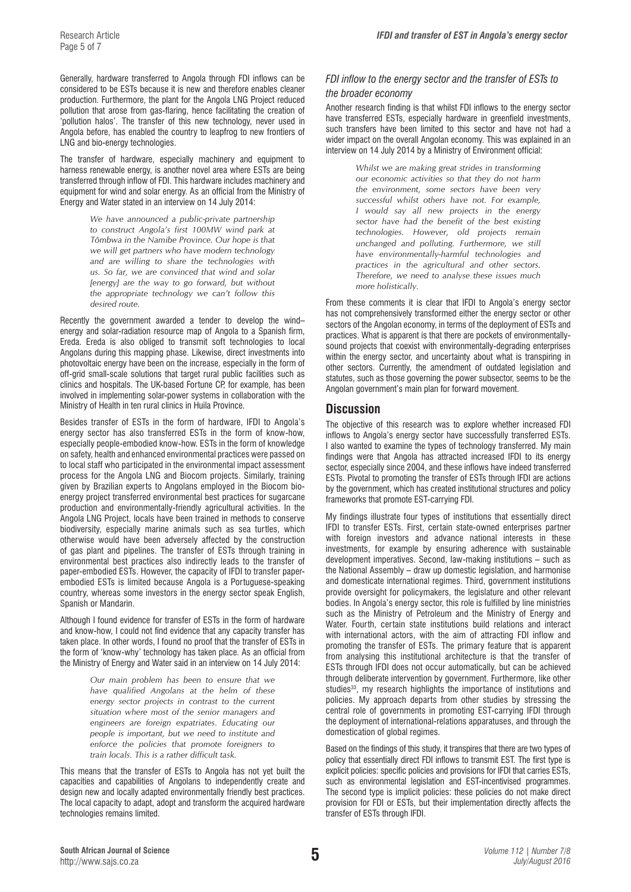Generally, hardware transferred to Angola through FDI inflows can be considered to be ESTs because it is new and therefore enables cleaner production. Furthermore, the plant for the Angola LNG Project reduced pollution that arose from gas-flaring, hence facilitating the creation of 'pollution halos'. The transfer of this new technology, never used in Angola before, has enabled the country to leapfrog to new frontiers of LNG and bio-energy technologies.

The transfer of hardware, especially machinery and equipment to harness renewable energy, is another novel area where ESTs are being transferred through inflow of FDI. This hardware includes machinery and equipment for wind and solar energy. As an official from the Ministry of Energy and Water stated in an interview on 14 July 2014:

> *We have announced a public-private partnership to construct Angola's first 100MW wind park at Tômbwa in the Namibe Province. Our hope is that we will get partners who have modern technology and are willing to share the technologies with us. So far, we are convinced that wind and solar [energy] are the way to go forward, but without the appropriate technology we can't follow this desired route.*

Recently the government awarded a tender to develop the wind–energy and solar-radiation resource map of Angola to a Spanish firm, Ereda. Ereda is also obliged to transmit soft technologies to local Angolans during this mapping phase. Likewise, direct investments into photovoltaic energy have been on the increase, especially in the form of off-grid small-scale solutions that target rural public facilities such as clinics and hospitals. The UK-based Fortune CP, for example, has been involved in implementing solar-power systems in collaboration with the Ministry of Health in ten rural clinics in Huila Province.

Besides transfer of ESTs in the form of hardware, IFDI to Angola's energy sector has also transferred ESTs in the form of know-how, especially people-embodied know-how. ESTs in the form of knowledge on safety, health and enhanced environmental practices were passed on to local staff who participated in the environmental impact assessment process for the Angola LNG and Biocom projects. Similarly, training given by Brazilian experts to Angolans employed in the Biocom bio-energy project transferred environmental best practices for sugarcane production and environmentally-friendly agricultural activities. In the Angola LNG Project, locals have been trained in methods to conserve biodiversity, especially marine animals such as sea turtles, which otherwise would have been adversely affected by the construction of gas plant and pipelines. The transfer of ESTs through training in environmental best practices also indirectly leads to the transfer of paper-embodied ESTs. However, the capacity of IFDI to transfer paper-embodied ESTs is limited because Angola is a Portuguese-speaking country, whereas some investors in the energy sector speak English, Spanish or Mandarin.

Although I found evidence for transfer of ESTs in the form of hardware and know-how, I could not find evidence that any capacity transfer has taken place. In other words, I found no proof that the transfer of ESTs in the form of 'know-why' technology has taken place. As an official from the Ministry of Energy and Water said in an interview on 14 July 2014:

> *Our main problem has been to ensure that we have qualified Angolans at the helm of these energy sector projects in contrast to the current situation where most of the senior managers and engineers are foreign expatriates. Educating our people is important, but we need to institute and enforce the policies that promote foreigners to train locals. This is a rather difficult task.*

This means that the transfer of ESTs to Angola has not yet built the capacities and capabilities of Angolans to independently create and design new and locally adapted environmentally friendly best practices. The local capacity to adapt, adopt and transform the acquired hardware technologies remains limited.

### *FDI inflow to the energy sector and the transfer of ESTs to the broader economy*

Another research finding is that whilst FDI inflows to the energy sector have transferred ESTs, especially hardware in greenfield investments, such transfers have been limited to this sector and have not had a wider impact on the overall Angolan economy. This was explained in an interview on 14 July 2014 by a Ministry of Environment official:

> *Whilst we are making great strides in transforming our economic activities so that they do not harm the environment, some sectors have been very successful whilst others have not. For example, I would say all new projects in the energy sector have had the benefit of the best existing technologies. However, old projects remain unchanged and polluting. Furthermore, we still have environmentally-harmful technologies and practices in the agricultural and other sectors. Therefore, we need to analyse these issues much more holistically.*

From these comments it is clear that IFDI to Angola's energy sector has not comprehensively transformed either the energy sector or other sectors of the Angolan economy, in terms of the deployment of ESTs and practices. What is apparent is that there are pockets of environmentally-sound projects that coexist with environmentally-degrading enterprises within the energy sector, and uncertainty about what is transpiring in other sectors. Currently, the amendment of outdated legislation and statutes, such as those governing the power subsector, seems to be the Angolan government's main plan for forward movement.

## Discussion

The objective of this research was to explore whether increased FDI inflows to Angola's energy sector have successfully transferred ESTs. I also wanted to examine the types of technology transferred. My main findings were that Angola has attracted increased IFDI to its energy sector, especially since 2004, and these inflows have indeed transferred ESTs. Pivotal to promoting the transfer of ESTs through IFDI are actions by the government, which has created institutional structures and policy frameworks that promote EST-carrying FDI.

My findings illustrate four types of institutions that essentially direct IFDI to transfer ESTs. First, certain state-owned enterprises partner with foreign investors and advance national interests in these investments, for example by ensuring adherence with sustainable development imperatives. Second, law-making institutions – such as the National Assembly – draw up domestic legislation, and harmonise and domesticate international regimes. Third, government institutions provide oversight for policymakers, the legislature and other relevant bodies. In Angola's energy sector, this role is fulfilled by line ministries such as the Ministry of Petroleum and the Ministry of Energy and Water. Fourth, certain state institutions build relations and interact with international actors, with the aim of attracting FDI inflow and promoting the transfer of ESTs. The primary feature that is apparent from analysing this institutional architecture is that the transfer of ESTs through IFDI does not occur automatically, but can be achieved through deliberate intervention by government. Furthermore, like other studies[33], my research highlights the importance of institutions and policies. My approach departs from other studies by stressing the central role of governments in promoting EST-carrying IFDI through the deployment of international-relations apparatuses, and through the domestication of global regimes.

Based on the findings of this study, it transpires that there are two types of policy that essentially direct FDI inflows to transmit EST. The first type is explicit policies: specific policies and provisions for IFDI that carries ESTs, such as environmental legislation and EST-incentivised programmes. The second type is implicit policies: these policies do not make direct provision for FDI or ESTs, but their implementation directly affects the transfer of ESTs through IFDI.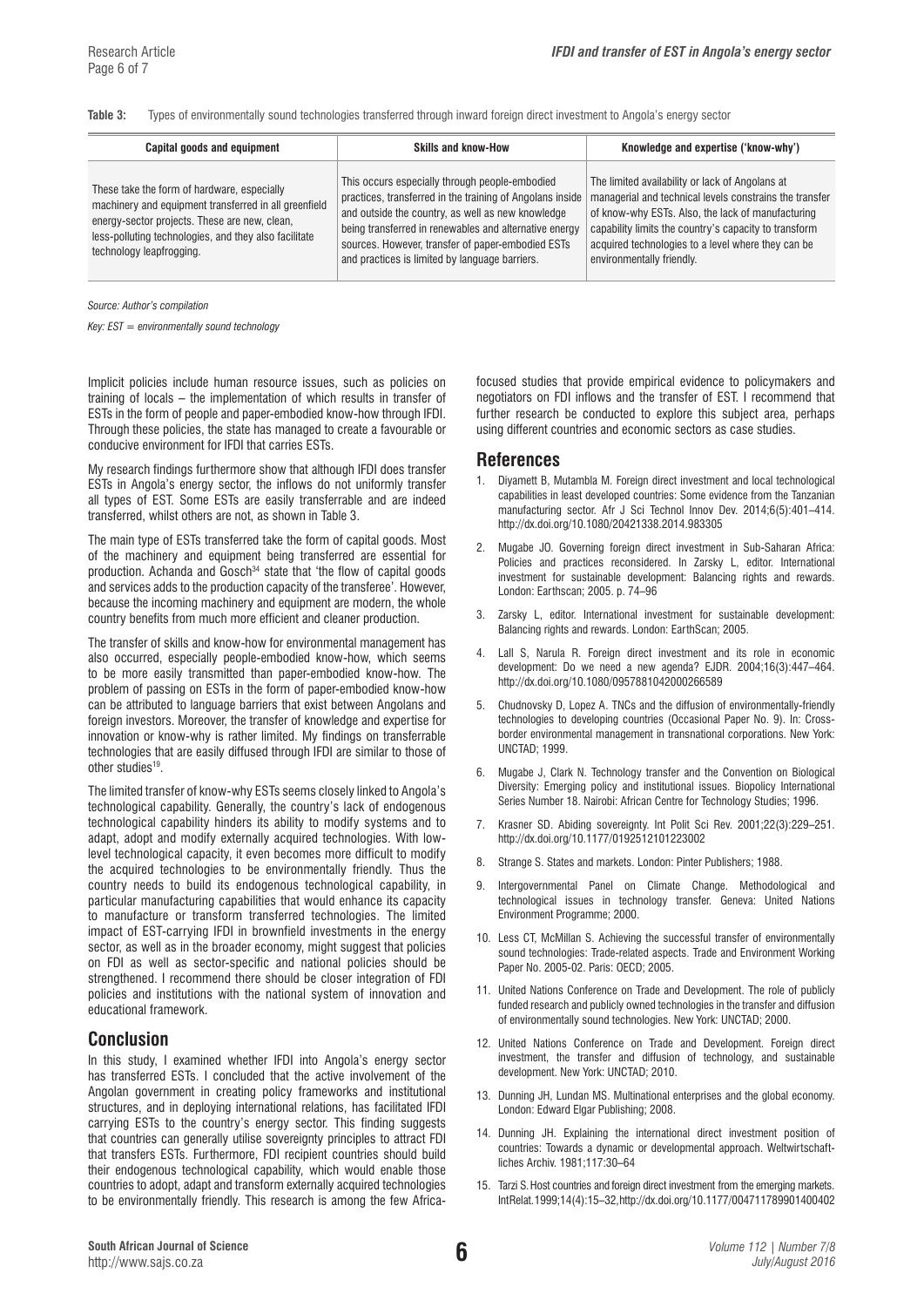**Table 3:** Types of environmentally sound technologies transferred through inward foreign direct investment to Angola's energy sector

| Capital goods and equipment | Skills and know-How | Knowledge and expertise ('know-why') |
|---|---|---|
| These take the form of hardware, especially machinery and equipment transferred in all greenfield energy-sector projects. These are new, clean, less-polluting technologies, and they also facilitate technology leapfrogging. | This occurs especially through people-embodied practices, transferred in the training of Angolans inside and outside the country, as well as new knowledge being transferred in renewables and alternative energy sources. However, transfer of paper-embodied ESTs and practices is limited by language barriers. | The limited availability or lack of Angolans at managerial and technical levels constrains the transfer of know-why ESTs. Also, the lack of manufacturing capability limits the country's capacity to transform acquired technologies to a level where they can be environmentally friendly. |

*Source: Author's compilation*

*Key: EST = environmentally sound technology*

Implicit policies include human resource issues, such as policies on training of locals – the implementation of which results in transfer of ESTs in the form of people and paper-embodied know-how through IFDI. Through these policies, the state has managed to create a favourable or conducive environment for IFDI that carries ESTs.

My research findings furthermore show that although IFDI does transfer ESTs in Angola's energy sector, the inflows do not uniformly transfer all types of EST. Some ESTs are easily transferrable and are indeed transferred, whilst others are not, as shown in Table 3.

The main type of ESTs transferred take the form of capital goods. Most of the machinery and equipment being transferred are essential for production. Achanda and Gosch[34] state that 'the flow of capital goods and services adds to the production capacity of the transferee'. However, because the incoming machinery and equipment are modern, the whole country benefits from much more efficient and cleaner production.

The transfer of skills and know-how for environmental management has also occurred, especially people-embodied know-how, which seems to be more easily transmitted than paper-embodied know-how. The problem of passing on ESTs in the form of paper-embodied know-how can be attributed to language barriers that exist between Angolans and foreign investors. Moreover, the transfer of knowledge and expertise for innovation or know-why is rather limited. My findings on transferrable technologies that are easily diffused through IFDI are similar to those of other studies[19].

The limited transfer of know-why ESTs seems closely linked to Angola's technological capability. Generally, the country's lack of endogenous technological capability hinders its ability to modify systems and to adapt, adopt and modify externally acquired technologies. With low-level technological capacity, it even becomes more difficult to modify the acquired technologies to be environmentally friendly. Thus the country needs to build its endogenous technological capability, in particular manufacturing capabilities that would enhance its capacity to manufacture or transform transferred technologies. The limited impact of EST-carrying IFDI in brownfield investments in the energy sector, as well as in the broader economy, might suggest that policies on FDI as well as sector-specific and national policies should be strengthened. I recommend there should be closer integration of FDI policies and institutions with the national system of innovation and educational framework.

## Conclusion

In this study, I examined whether IFDI into Angola's energy sector has transferred ESTs. I concluded that the active involvement of the Angolan government in creating policy frameworks and institutional structures, and in deploying international relations, has facilitated IFDI carrying ESTs to the country's energy sector. This finding suggests that countries can generally utilise sovereignty principles to attract FDI that transfers ESTs. Furthermore, FDI recipient countries should build their endogenous technological capability, which would enable those countries to adopt, adapt and transform externally acquired technologies to be environmentally friendly. This research is among the few Africa-focused studies that provide empirical evidence to policymakers and negotiators on FDI inflows and the transfer of EST. I recommend that further research be conducted to explore this subject area, perhaps using different countries and economic sectors as case studies.

## References

1. Diyamett B, Mutambla M. Foreign direct investment and local technological capabilities in least developed countries: Some evidence from the Tanzanian manufacturing sector. Afr J Sci Technol Innov Dev. 2014;6(5):401–414. http://dx.doi.org/10.1080/20421338.2014.983305
2. Mugabe JO. Governing foreign direct investment in Sub-Saharan Africa: Policies and practices reconsidered. In Zarsky L, editor. International investment for sustainable development: Balancing rights and rewards. London: Earthscan; 2005. p. 74–96
3. Zarsky L, editor. International investment for sustainable development: Balancing rights and rewards. London: EarthScan; 2005.
4. Lall S, Narula R. Foreign direct investment and its role in economic development: Do we need a new agenda? EJDR. 2004;16(3):447–464. http://dx.doi.org/10.1080/0957881042000266589
5. Chudnovsky D, Lopez A. TNCs and the diffusion of environmentally-friendly technologies to developing countries (Occasional Paper No. 9). In: Cross-border environmental management in transnational corporations. New York: UNCTAD; 1999.
6. Mugabe J, Clark N. Technology transfer and the Convention on Biological Diversity: Emerging policy and institutional issues. Biopolicy International Series Number 18. Nairobi: African Centre for Technology Studies; 1996.
7. Krasner SD. Abiding sovereignty. Int Polit Sci Rev. 2001;22(3):229–251. http://dx.doi.org/10.1177/0192512101223002
8. Strange S. States and markets. London: Pinter Publishers; 1988.
9. Intergovernmental Panel on Climate Change. Methodological and technological issues in technology transfer. Geneva: United Nations Environment Programme; 2000.
10. Less CT, McMillan S. Achieving the successful transfer of environmentally sound technologies: Trade-related aspects. Trade and Environment Working Paper No. 2005-02. Paris: OECD; 2005.
11. United Nations Conference on Trade and Development. The role of publicly funded research and publicly owned technologies in the transfer and diffusion of environmentally sound technologies. New York: UNCTAD; 2000.
12. United Nations Conference on Trade and Development. Foreign direct investment, the transfer and diffusion of technology, and sustainable development. New York: UNCTAD; 2010.
13. Dunning JH, Lundan MS. Multinational enterprises and the global economy. London: Edward Elgar Publishing; 2008.
14. Dunning JH. Explaining the international direct investment position of countries: Towards a dynamic or developmental approach. Weltwirtschaftliches Archiv. 1981;117:30–64
15. Tarzi S. Host countries and foreign direct investment from the emerging markets. IntRelat.1999;14(4):15–32, http://dx.doi.org/10.1177/004711789901400402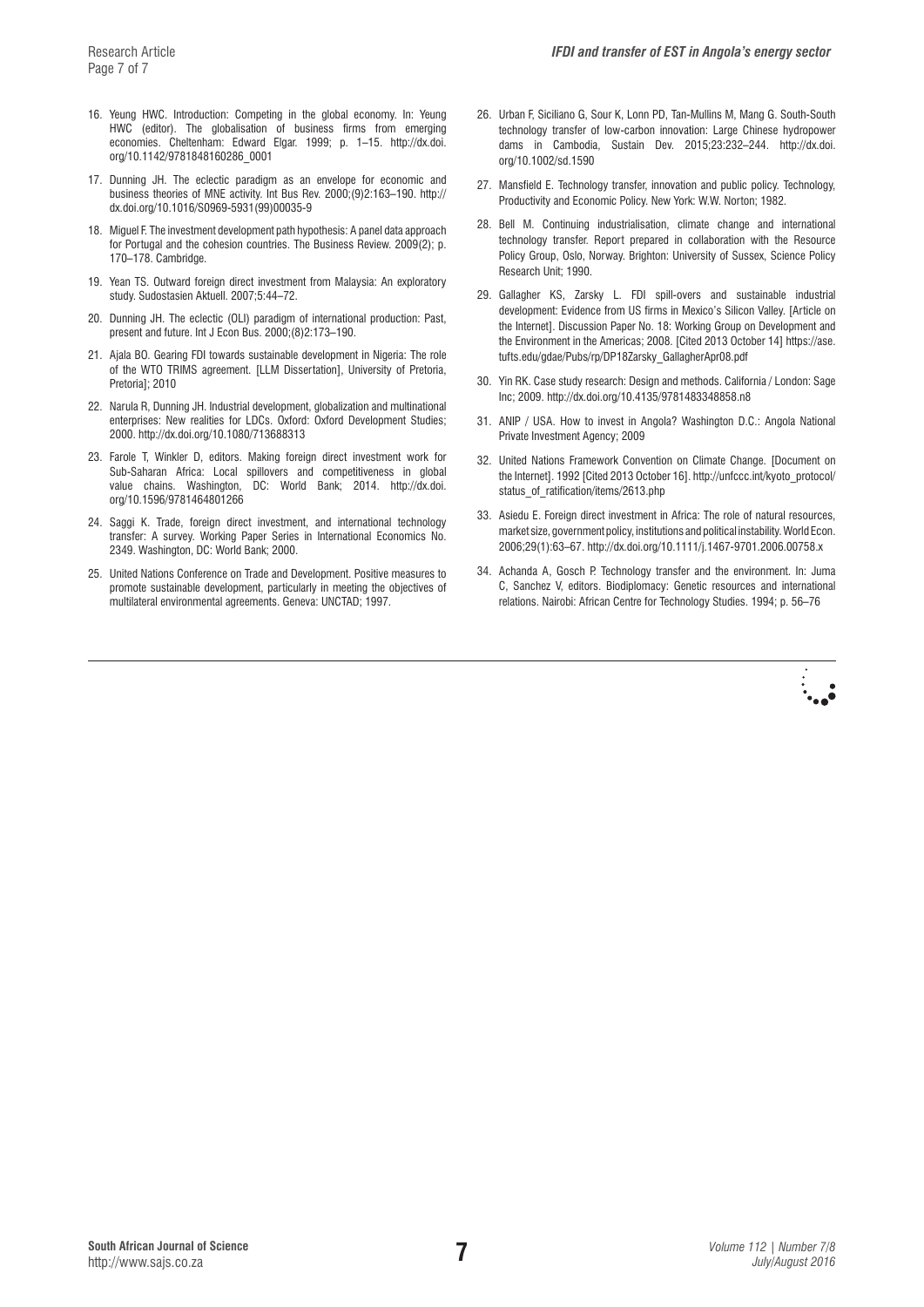16. Yeung HWC. Introduction: Competing in the global economy. In: Yeung HWC (editor). The globalisation of business firms from emerging economies. Cheltenham: Edward Elgar. 1999; p. 1–15. http://dx.doi.org/10.1142/9781848160286_0001

17. Dunning JH. The eclectic paradigm as an envelope for economic and business theories of MNE activity. Int Bus Rev. 2000;(9)2:163–190. http://dx.doi.org/10.1016/S0969-5931(99)00035-9

18. Miguel F. The investment development path hypothesis: A panel data approach for Portugal and the cohesion countries. The Business Review. 2009(2); p. 170–178. Cambridge.

19. Yean TS. Outward foreign direct investment from Malaysia: An exploratory study. Sudostasien Aktuell. 2007;5:44–72.

20. Dunning JH. The eclectic (OLI) paradigm of international production: Past, present and future. Int J Econ Bus. 2000;(8)2:173–190.

21. Ajala BO. Gearing FDI towards sustainable development in Nigeria: The role of the WTO TRIMS agreement. [LLM Dissertation], University of Pretoria, Pretoria]; 2010

22. Narula R, Dunning JH. Industrial development, globalization and multinational enterprises: New realities for LDCs. Oxford: Oxford Development Studies; 2000. http://dx.doi.org/10.1080/713688313

23. Farole T, Winkler D, editors. Making foreign direct investment work for Sub-Saharan Africa: Local spillovers and competitiveness in global value chains. Washington, DC: World Bank; 2014. http://dx.doi.org/10.1596/9781464801266

24. Saggi K. Trade, foreign direct investment, and international technology transfer: A survey. Working Paper Series in International Economics No. 2349. Washington, DC: World Bank; 2000.

25. United Nations Conference on Trade and Development. Positive measures to promote sustainable development, particularly in meeting the objectives of multilateral environmental agreements. Geneva: UNCTAD; 1997.

26. Urban F, Siciliano G, Sour K, Lonn PD, Tan-Mullins M, Mang G. South-South technology transfer of low-carbon innovation: Large Chinese hydropower dams in Cambodia, Sustain Dev. 2015;23:232–244. http://dx.doi.org/10.1002/sd.1590

27. Mansfield E. Technology transfer, innovation and public policy. Technology, Productivity and Economic Policy. New York: W.W. Norton; 1982.

28. Bell M. Continuing industrialisation, climate change and international technology transfer. Report prepared in collaboration with the Resource Policy Group, Oslo, Norway. Brighton: University of Sussex, Science Policy Research Unit; 1990.

29. Gallagher KS, Zarsky L. FDI spill-overs and sustainable industrial development: Evidence from US firms in Mexico's Silicon Valley. [Article on the Internet]. Discussion Paper No. 18: Working Group on Development and the Environment in the Americas; 2008. [Cited 2013 October 14] https://ase.tufts.edu/gdae/Pubs/rp/DP18Zarsky_GallagherApr08.pdf

30. Yin RK. Case study research: Design and methods. California / London: Sage Inc; 2009. http://dx.doi.org/10.4135/9781483348858.n8

31. ANIP / USA. How to invest in Angola? Washington D.C.: Angola National Private Investment Agency; 2009

32. United Nations Framework Convention on Climate Change. [Document on the Internet]. 1992 [Cited 2013 October 16]. http://unfccc.int/kyoto_protocol/status_of_ratification/items/2613.php

33. Asiedu E. Foreign direct investment in Africa: The role of natural resources, market size, government policy, institutions and political instability. World Econ. 2006;29(1):63–67. http://dx.doi.org/10.1111/j.1467-9701.2006.00758.x

34. Achanda A, Gosch P. Technology transfer and the environment. In: Juma C, Sanchez V, editors. Biodiplomacy: Genetic resources and international relations. Nairobi: African Centre for Technology Studies. 1994; p. 56–76